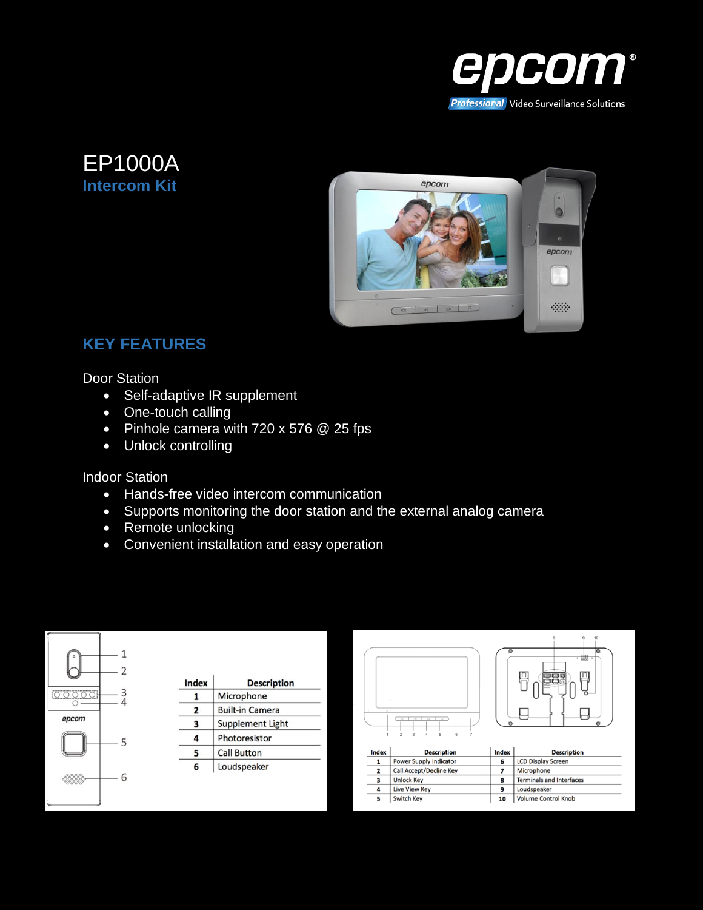# EP1000A

## Intercom Kit

## KEY FEATURES

Door Station

- Self-adaptive IR supplement
- One-touch calling
- Pinhole camera with 720 x 576 @ 25 fps
- Unlock controlling

Indoor Station

- Hands-free video intercom communication
- Supports monitoring the door station and the external analog camera
- Remote unlocking
- Convenient installation and easy operation

| Index | Description |
|---|---|
| 1 | Microphone |
| 2 | Built-in Camera |
| 3 | Supplement Light |
| 4 | Photoresistor |
| 5 | Call Button |
| 6 | Loudspeaker |

| Index | Description | Index | Description |
|---|---|---|---|
| 1 | Power Supply Indicator | 6 | LCD Display Screen |
| 2 | Call Accept/Decline Key | 7 | Microphone |
| 3 | Unlock Key | 8 | Terminals and Interfaces |
| 4 | Live View Key | 9 | Loudspeaker |
| 5 | Switch Key | 10 | Volume Control Knob |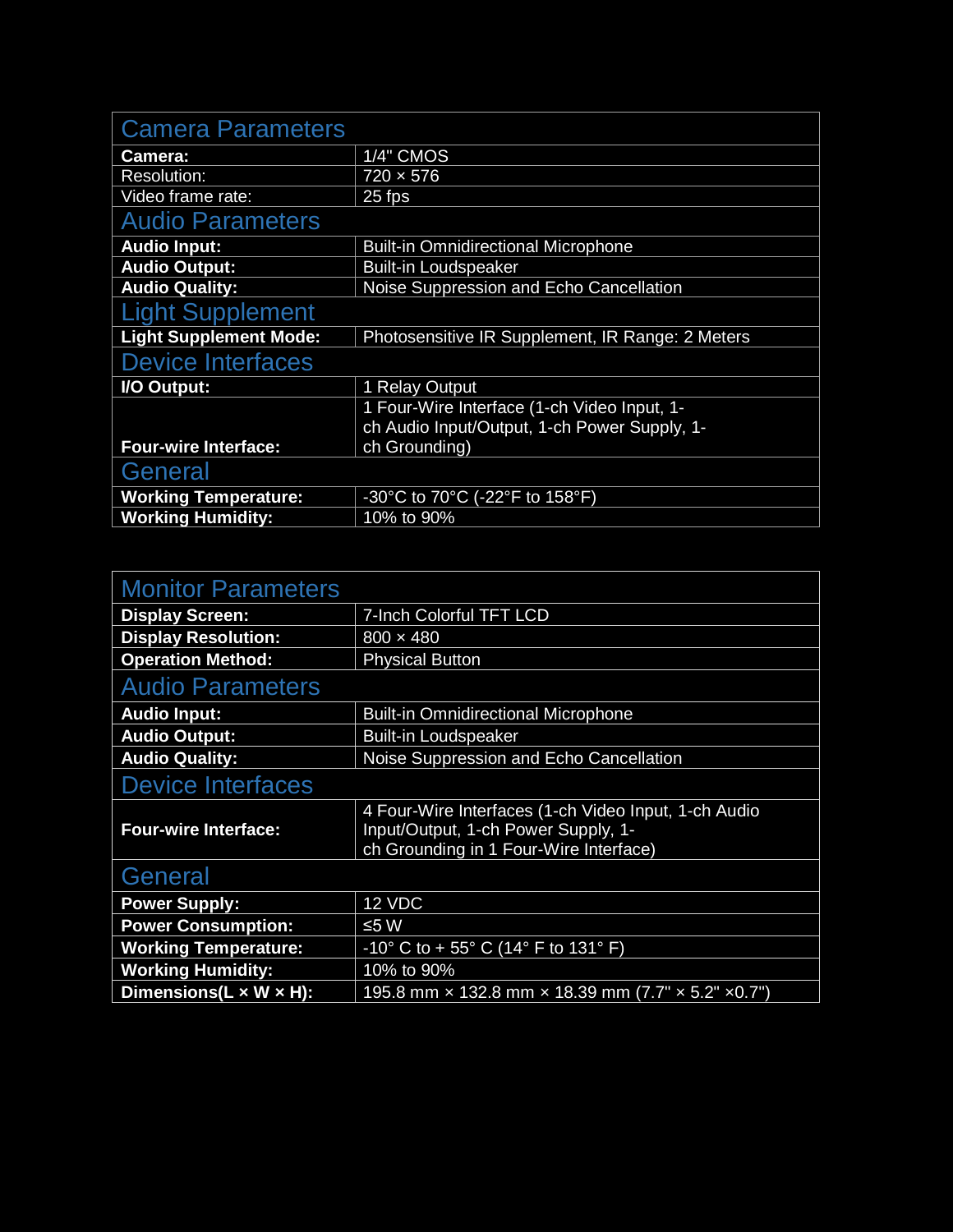| Camera Parameters | |
|---|---|
| **Camera:** | 1/4" CMOS |
| Resolution: | 720 × 576 |
| Video frame rate: | 25 fps |
| **Audio Parameters** | |
| **Audio Input:** | Built-in Omnidirectional Microphone |
| **Audio Output:** | Built-in Loudspeaker |
| **Audio Quality:** | Noise Suppression and Echo Cancellation |
| **Light Supplement** | |
| **Light Supplement Mode:** | Photosensitive IR Supplement, IR Range: 2 Meters |
| **Device Interfaces** | |
| **I/O Output:** | 1 Relay Output |
| **Four-wire Interface:** | 1 Four-Wire Interface (1-ch Video Input, 1-ch Audio Input/Output, 1-ch Power Supply, 1-ch Grounding) |
| **General** | |
| **Working Temperature:** | -30°C to 70°C (-22°F to 158°F) |
| **Working Humidity:** | 10% to 90% |

| Monitor Parameters | |
|---|---|
| **Display Screen:** | 7-Inch Colorful TFT LCD |
| **Display Resolution:** | 800 × 480 |
| **Operation Method:** | Physical Button |
| **Audio Parameters** | |
| **Audio Input:** | Built-in Omnidirectional Microphone |
| **Audio Output:** | Built-in Loudspeaker |
| **Audio Quality:** | Noise Suppression and Echo Cancellation |
| **Device Interfaces** | |
| **Four-wire Interface:** | 4 Four-Wire Interfaces (1-ch Video Input, 1-ch Audio Input/Output, 1-ch Power Supply, 1-ch Grounding in 1 Four-Wire Interface) |
| **General** | |
| **Power Supply:** | 12 VDC |
| **Power Consumption:** | ≤5 W |
| **Working Temperature:** | -10° C to + 55° C (14° F to 131° F) |
| **Working Humidity:** | 10% to 90% |
| **Dimensions(L × W × H):** | 195.8 mm × 132.8 mm × 18.39 mm (7.7" × 5.2" ×0.7") |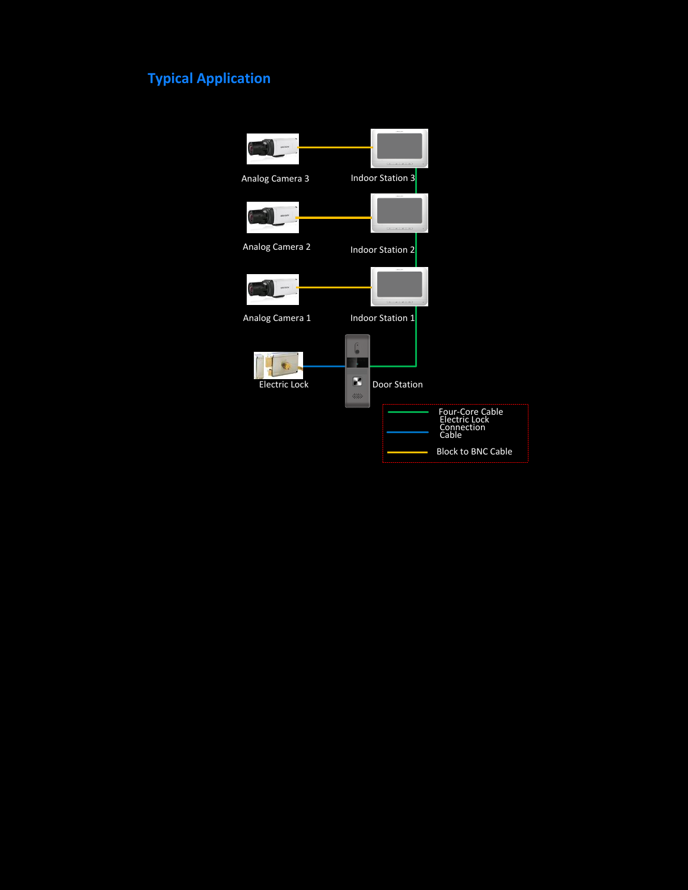## Typical Application

Analog Camera 3

Indoor Station 3

Analog Camera 2

Indoor Station 2

Analog Camera 1

Indoor Station 1

Electric Lock

Door Station

Four-Core Cable

Electric Lock Connection Cable

Block to BNC Cable